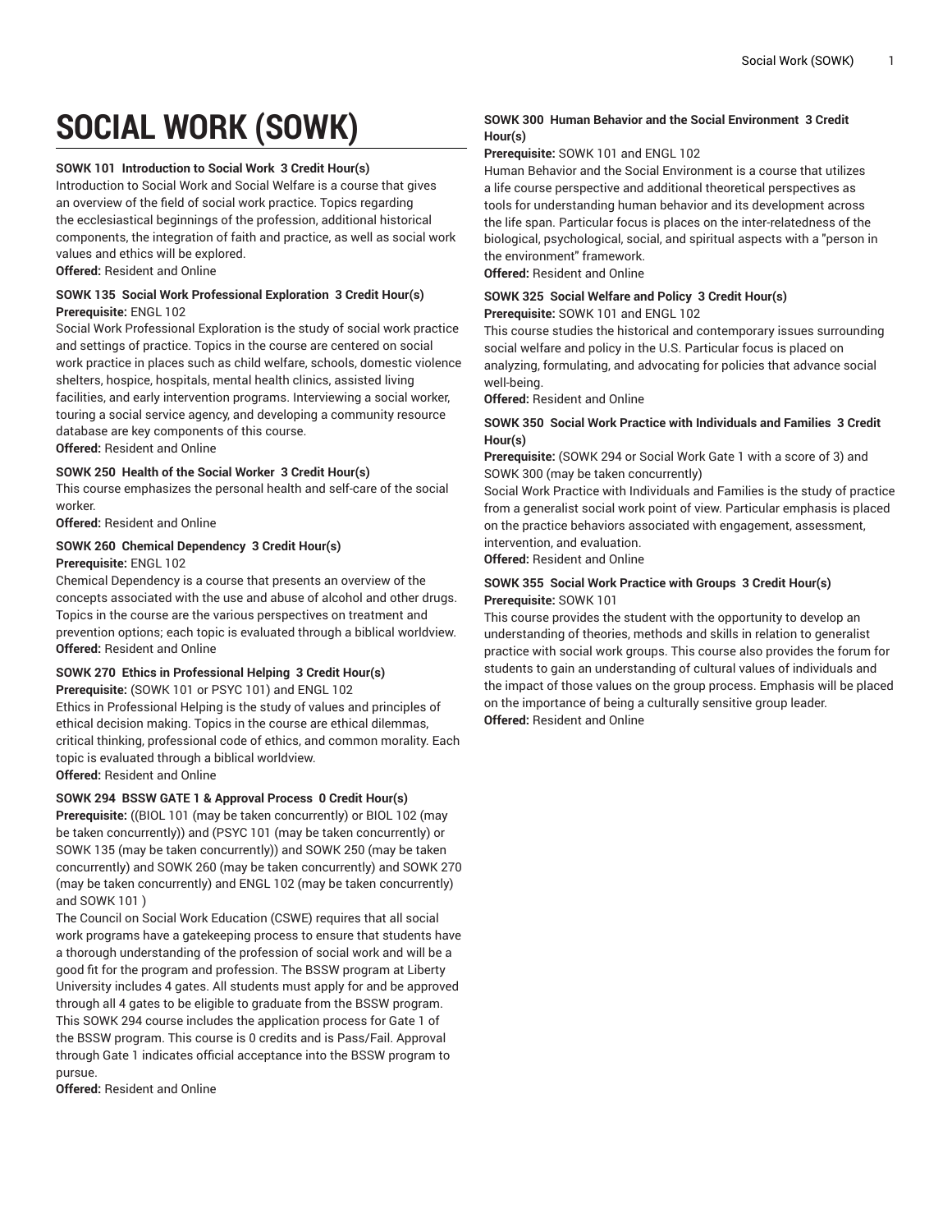# SOCIAL WORK (SOWK)

**SOWK 101 Introduction to Social Work 3 Credit Hour(s)**

Introduction to Social Work and Social Welfare is a course that gives an overview of the field of social work practice. Topics regarding the ecclesiastical beginnings of the profession, additional historical components, the integration of faith and practice, as well as social work values and ethics will be explored.

**Offered:** Resident and Online

**SOWK 135 Social Work Professional Exploration 3 Credit Hour(s)**

**Prerequisite:** ENGL 102

Social Work Professional Exploration is the study of social work practice and settings of practice. Topics in the course are centered on social work practice in places such as child welfare, schools, domestic violence shelters, hospice, hospitals, mental health clinics, assisted living facilities, and early intervention programs. Interviewing a social worker, touring a social service agency, and developing a community resource database are key components of this course.

**Offered:** Resident and Online

**SOWK 250 Health of the Social Worker 3 Credit Hour(s)**

This course emphasizes the personal health and self-care of the social worker.

**Offered:** Resident and Online

**SOWK 260 Chemical Dependency 3 Credit Hour(s)**

**Prerequisite:** ENGL 102

Chemical Dependency is a course that presents an overview of the concepts associated with the use and abuse of alcohol and other drugs. Topics in the course are the various perspectives on treatment and prevention options; each topic is evaluated through a biblical worldview.

**Offered:** Resident and Online

**SOWK 270 Ethics in Professional Helping 3 Credit Hour(s)**

**Prerequisite:** (SOWK 101 or PSYC 101) and ENGL 102

Ethics in Professional Helping is the study of values and principles of ethical decision making. Topics in the course are ethical dilemmas, critical thinking, professional code of ethics, and common morality. Each topic is evaluated through a biblical worldview.

**Offered:** Resident and Online

**SOWK 294 BSSW GATE 1 & Approval Process 0 Credit Hour(s)**

**Prerequisite:** ((BIOL 101 (may be taken concurrently) or BIOL 102 (may be taken concurrently)) and (PSYC 101 (may be taken concurrently) or SOWK 135 (may be taken concurrently)) and SOWK 250 (may be taken concurrently) and SOWK 260 (may be taken concurrently) and SOWK 270 (may be taken concurrently) and ENGL 102 (may be taken concurrently) and SOWK 101 )

The Council on Social Work Education (CSWE) requires that all social work programs have a gatekeeping process to ensure that students have a thorough understanding of the profession of social work and will be a good fit for the program and profession. The BSSW program at Liberty University includes 4 gates. All students must apply for and be approved through all 4 gates to be eligible to graduate from the BSSW program. This SOWK 294 course includes the application process for Gate 1 of the BSSW program. This course is 0 credits and is Pass/Fail. Approval through Gate 1 indicates official acceptance into the BSSW program to pursue.

**Offered:** Resident and Online

**SOWK 300 Human Behavior and the Social Environment 3 Credit Hour(s)**

**Prerequisite:** SOWK 101 and ENGL 102

Human Behavior and the Social Environment is a course that utilizes a life course perspective and additional theoretical perspectives as tools for understanding human behavior and its development across the life span. Particular focus is places on the inter-relatedness of the biological, psychological, social, and spiritual aspects with a "person in the environment" framework.

**Offered:** Resident and Online

**SOWK 325 Social Welfare and Policy 3 Credit Hour(s)**

**Prerequisite:** SOWK 101 and ENGL 102

This course studies the historical and contemporary issues surrounding social welfare and policy in the U.S. Particular focus is placed on analyzing, formulating, and advocating for policies that advance social well-being.

**Offered:** Resident and Online

**SOWK 350 Social Work Practice with Individuals and Families 3 Credit Hour(s)**

**Prerequisite:** (SOWK 294 or Social Work Gate 1 with a score of 3) and SOWK 300 (may be taken concurrently)

Social Work Practice with Individuals and Families is the study of practice from a generalist social work point of view. Particular emphasis is placed on the practice behaviors associated with engagement, assessment, intervention, and evaluation.

**Offered:** Resident and Online

**SOWK 355 Social Work Practice with Groups 3 Credit Hour(s)**

**Prerequisite:** SOWK 101

This course provides the student with the opportunity to develop an understanding of theories, methods and skills in relation to generalist practice with social work groups. This course also provides the forum for students to gain an understanding of cultural values of individuals and the impact of those values on the group process. Emphasis will be placed on the importance of being a culturally sensitive group leader.

**Offered:** Resident and Online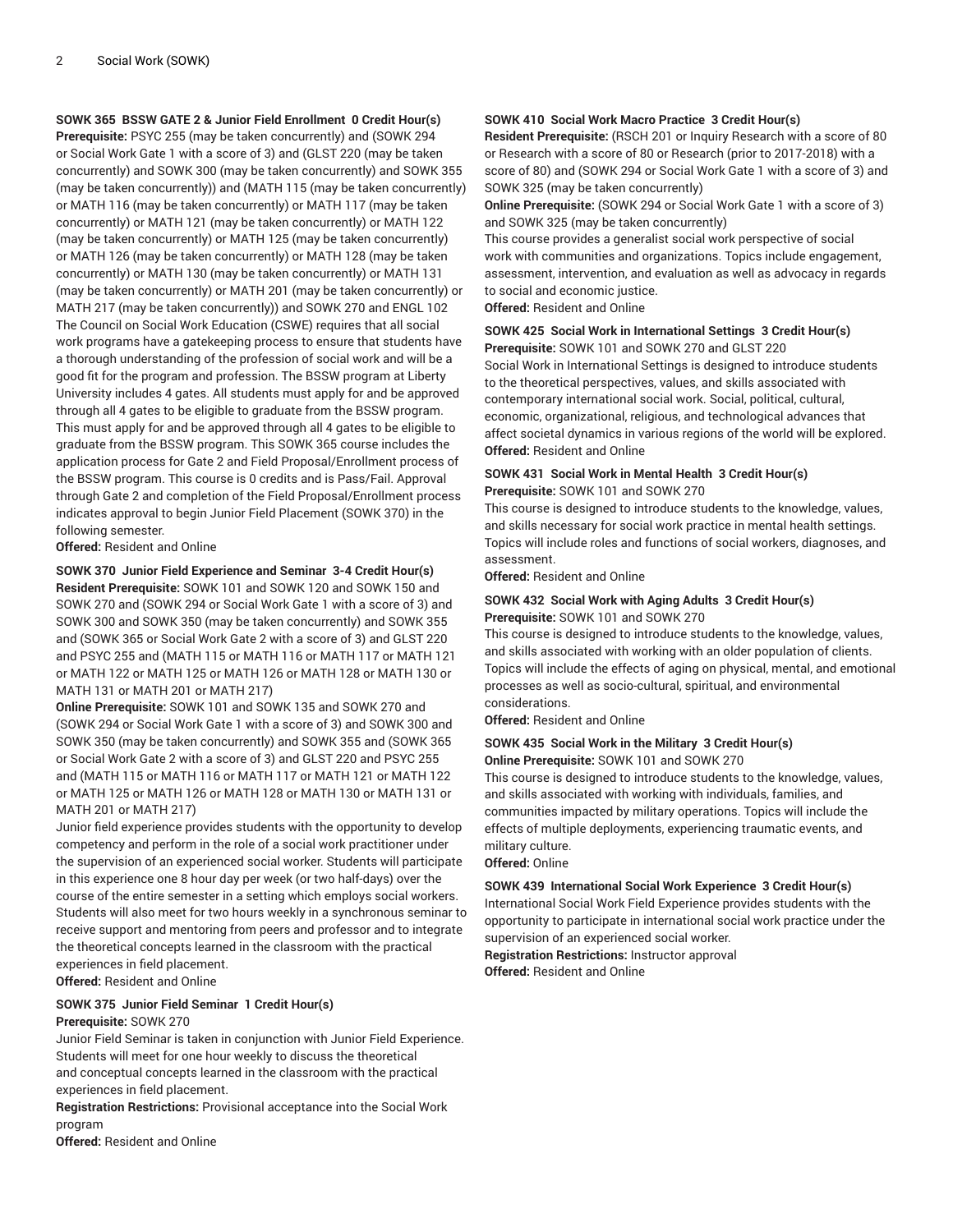**SOWK 365 BSSW GATE 2 & Junior Field Enrollment 0 Credit Hour(s)**
**Prerequisite:** PSYC 255 (may be taken concurrently) and (SOWK 294 or Social Work Gate 1 with a score of 3) and (GLST 220 (may be taken concurrently) and SOWK 300 (may be taken concurrently) and SOWK 355 (may be taken concurrently)) and (MATH 115 (may be taken concurrently) or MATH 116 (may be taken concurrently) or MATH 117 (may be taken concurrently) or MATH 121 (may be taken concurrently) or MATH 122 (may be taken concurrently) or MATH 125 (may be taken concurrently) or MATH 126 (may be taken concurrently) or MATH 128 (may be taken concurrently) or MATH 130 (may be taken concurrently) or MATH 131 (may be taken concurrently) or MATH 201 (may be taken concurrently) or MATH 217 (may be taken concurrently)) and SOWK 270 and ENGL 102
The Council on Social Work Education (CSWE) requires that all social work programs have a gatekeeping process to ensure that students have a thorough understanding of the profession of social work and will be a good fit for the program and profession. The BSSW program at Liberty University includes 4 gates. All students must apply for and be approved through all 4 gates to be eligible to graduate from the BSSW program. This must apply for and be approved through all 4 gates to be eligible to graduate from the BSSW program. This SOWK 365 course includes the application process for Gate 2 and Field Proposal/Enrollment process of the BSSW program. This course is 0 credits and is Pass/Fail. Approval through Gate 2 and completion of the Field Proposal/Enrollment process indicates approval to begin Junior Field Placement (SOWK 370) in the following semester.
**Offered:** Resident and Online

**SOWK 370 Junior Field Experience and Seminar 3-4 Credit Hour(s)**
**Resident Prerequisite:** SOWK 101 and SOWK 120 and SOWK 150 and SOWK 270 and (SOWK 294 or Social Work Gate 1 with a score of 3) and SOWK 300 and SOWK 350 (may be taken concurrently) and SOWK 355 and (SOWK 365 or Social Work Gate 2 with a score of 3) and GLST 220 and PSYC 255 and (MATH 115 or MATH 116 or MATH 117 or MATH 121 or MATH 122 or MATH 125 or MATH 126 or MATH 128 or MATH 130 or MATH 131 or MATH 201 or MATH 217)
**Online Prerequisite:** SOWK 101 and SOWK 135 and SOWK 270 and (SOWK 294 or Social Work Gate 1 with a score of 3) and SOWK 300 and SOWK 350 (may be taken concurrently) and SOWK 355 and (SOWK 365 or Social Work Gate 2 with a score of 3) and GLST 220 and PSYC 255 and (MATH 115 or MATH 116 or MATH 117 or MATH 121 or MATH 122 or MATH 125 or MATH 126 or MATH 128 or MATH 130 or MATH 131 or MATH 201 or MATH 217)
Junior field experience provides students with the opportunity to develop competency and perform in the role of a social work practitioner under the supervision of an experienced social worker. Students will participate in this experience one 8 hour day per week (or two half-days) over the course of the entire semester in a setting which employs social workers. Students will also meet for two hours weekly in a synchronous seminar to receive support and mentoring from peers and professor and to integrate the theoretical concepts learned in the classroom with the practical experiences in field placement.
**Offered:** Resident and Online

**SOWK 375 Junior Field Seminar 1 Credit Hour(s)**
**Prerequisite:** SOWK 270
Junior Field Seminar is taken in conjunction with Junior Field Experience. Students will meet for one hour weekly to discuss the theoretical and conceptual concepts learned in the classroom with the practical experiences in field placement.
**Registration Restrictions:** Provisional acceptance into the Social Work program
**Offered:** Resident and Online

**SOWK 410 Social Work Macro Practice 3 Credit Hour(s)**
**Resident Prerequisite:** (RSCH 201 or Inquiry Research with a score of 80 or Research with a score of 80 or Research (prior to 2017-2018) with a score of 80) and (SOWK 294 or Social Work Gate 1 with a score of 3) and SOWK 325 (may be taken concurrently)
**Online Prerequisite:** (SOWK 294 or Social Work Gate 1 with a score of 3) and SOWK 325 (may be taken concurrently)
This course provides a generalist social work perspective of social work with communities and organizations. Topics include engagement, assessment, intervention, and evaluation as well as advocacy in regards to social and economic justice.
**Offered:** Resident and Online

**SOWK 425 Social Work in International Settings 3 Credit Hour(s)**
**Prerequisite:** SOWK 101 and SOWK 270 and GLST 220
Social Work in International Settings is designed to introduce students to the theoretical perspectives, values, and skills associated with contemporary international social work. Social, political, cultural, economic, organizational, religious, and technological advances that affect societal dynamics in various regions of the world will be explored.
**Offered:** Resident and Online

**SOWK 431 Social Work in Mental Health 3 Credit Hour(s)**
**Prerequisite:** SOWK 101 and SOWK 270
This course is designed to introduce students to the knowledge, values, and skills necessary for social work practice in mental health settings. Topics will include roles and functions of social workers, diagnoses, and assessment.
**Offered:** Resident and Online

**SOWK 432 Social Work with Aging Adults 3 Credit Hour(s)**
**Prerequisite:** SOWK 101 and SOWK 270
This course is designed to introduce students to the knowledge, values, and skills associated with working with an older population of clients. Topics will include the effects of aging on physical, mental, and emotional processes as well as socio-cultural, spiritual, and environmental considerations.
**Offered:** Resident and Online

**SOWK 435 Social Work in the Military 3 Credit Hour(s)**
**Online Prerequisite:** SOWK 101 and SOWK 270
This course is designed to introduce students to the knowledge, values, and skills associated with working with individuals, families, and communities impacted by military operations. Topics will include the effects of multiple deployments, experiencing traumatic events, and military culture.
**Offered:** Online

**SOWK 439 International Social Work Experience 3 Credit Hour(s)**
International Social Work Field Experience provides students with the opportunity to participate in international social work practice under the supervision of an experienced social worker.
**Registration Restrictions:** Instructor approval
**Offered:** Resident and Online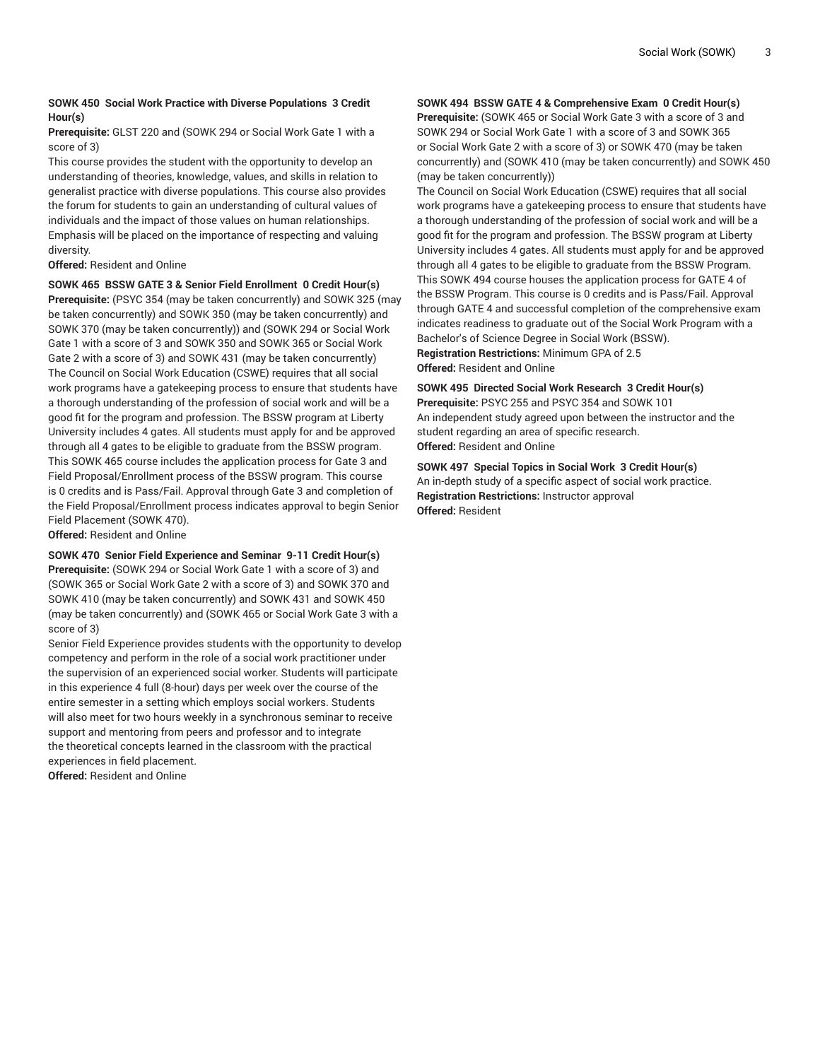**SOWK 450 Social Work Practice with Diverse Populations 3 Credit Hour(s)**

**Prerequisite:** GLST 220 and (SOWK 294 or Social Work Gate 1 with a score of 3)

This course provides the student with the opportunity to develop an understanding of theories, knowledge, values, and skills in relation to generalist practice with diverse populations. This course also provides the forum for students to gain an understanding of cultural values of individuals and the impact of those values on human relationships. Emphasis will be placed on the importance of respecting and valuing diversity.

**Offered:** Resident and Online

**SOWK 465 BSSW GATE 3 & Senior Field Enrollment 0 Credit Hour(s)**

**Prerequisite:** (PSYC 354 (may be taken concurrently) and SOWK 325 (may be taken concurrently) and SOWK 350 (may be taken concurrently) and SOWK 370 (may be taken concurrently)) and (SOWK 294 or Social Work Gate 1 with a score of 3 and SOWK 350 and SOWK 365 or Social Work Gate 2 with a score of 3) and SOWK 431 (may be taken concurrently)

The Council on Social Work Education (CSWE) requires that all social work programs have a gatekeeping process to ensure that students have a thorough understanding of the profession of social work and will be a good fit for the program and profession. The BSSW program at Liberty University includes 4 gates. All students must apply for and be approved through all 4 gates to be eligible to graduate from the BSSW program. This SOWK 465 course includes the application process for Gate 3 and Field Proposal/Enrollment process of the BSSW program. This course is 0 credits and is Pass/Fail. Approval through Gate 3 and completion of the Field Proposal/Enrollment process indicates approval to begin Senior Field Placement (SOWK 470).

**Offered:** Resident and Online

**SOWK 470 Senior Field Experience and Seminar 9-11 Credit Hour(s)**

**Prerequisite:** (SOWK 294 or Social Work Gate 1 with a score of 3) and (SOWK 365 or Social Work Gate 2 with a score of 3) and SOWK 370 and SOWK 410 (may be taken concurrently) and SOWK 431 and SOWK 450 (may be taken concurrently) and (SOWK 465 or Social Work Gate 3 with a score of 3)

Senior Field Experience provides students with the opportunity to develop competency and perform in the role of a social work practitioner under the supervision of an experienced social worker. Students will participate in this experience 4 full (8-hour) days per week over the course of the entire semester in a setting which employs social workers. Students will also meet for two hours weekly in a synchronous seminar to receive support and mentoring from peers and professor and to integrate the theoretical concepts learned in the classroom with the practical experiences in field placement.

**Offered:** Resident and Online

**SOWK 494 BSSW GATE 4 & Comprehensive Exam 0 Credit Hour(s)**

**Prerequisite:** (SOWK 465 or Social Work Gate 3 with a score of 3 and SOWK 294 or Social Work Gate 1 with a score of 3 and SOWK 365 or Social Work Gate 2 with a score of 3) or SOWK 470 (may be taken concurrently) and (SOWK 410 (may be taken concurrently) and SOWK 450 (may be taken concurrently))

The Council on Social Work Education (CSWE) requires that all social work programs have a gatekeeping process to ensure that students have a thorough understanding of the profession of social work and will be a good fit for the program and profession. The BSSW program at Liberty University includes 4 gates. All students must apply for and be approved through all 4 gates to be eligible to graduate from the BSSW Program. This SOWK 494 course houses the application process for GATE 4 of the BSSW Program. This course is 0 credits and is Pass/Fail. Approval through GATE 4 and successful completion of the comprehensive exam indicates readiness to graduate out of the Social Work Program with a Bachelor's of Science Degree in Social Work (BSSW).

**Registration Restrictions:** Minimum GPA of 2.5

**Offered:** Resident and Online

**SOWK 495 Directed Social Work Research 3 Credit Hour(s)**

**Prerequisite:** PSYC 255 and PSYC 354 and SOWK 101

An independent study agreed upon between the instructor and the student regarding an area of specific research.

**Offered:** Resident and Online

**SOWK 497 Special Topics in Social Work 3 Credit Hour(s)**

An in-depth study of a specific aspect of social work practice.

**Registration Restrictions:** Instructor approval

**Offered:** Resident